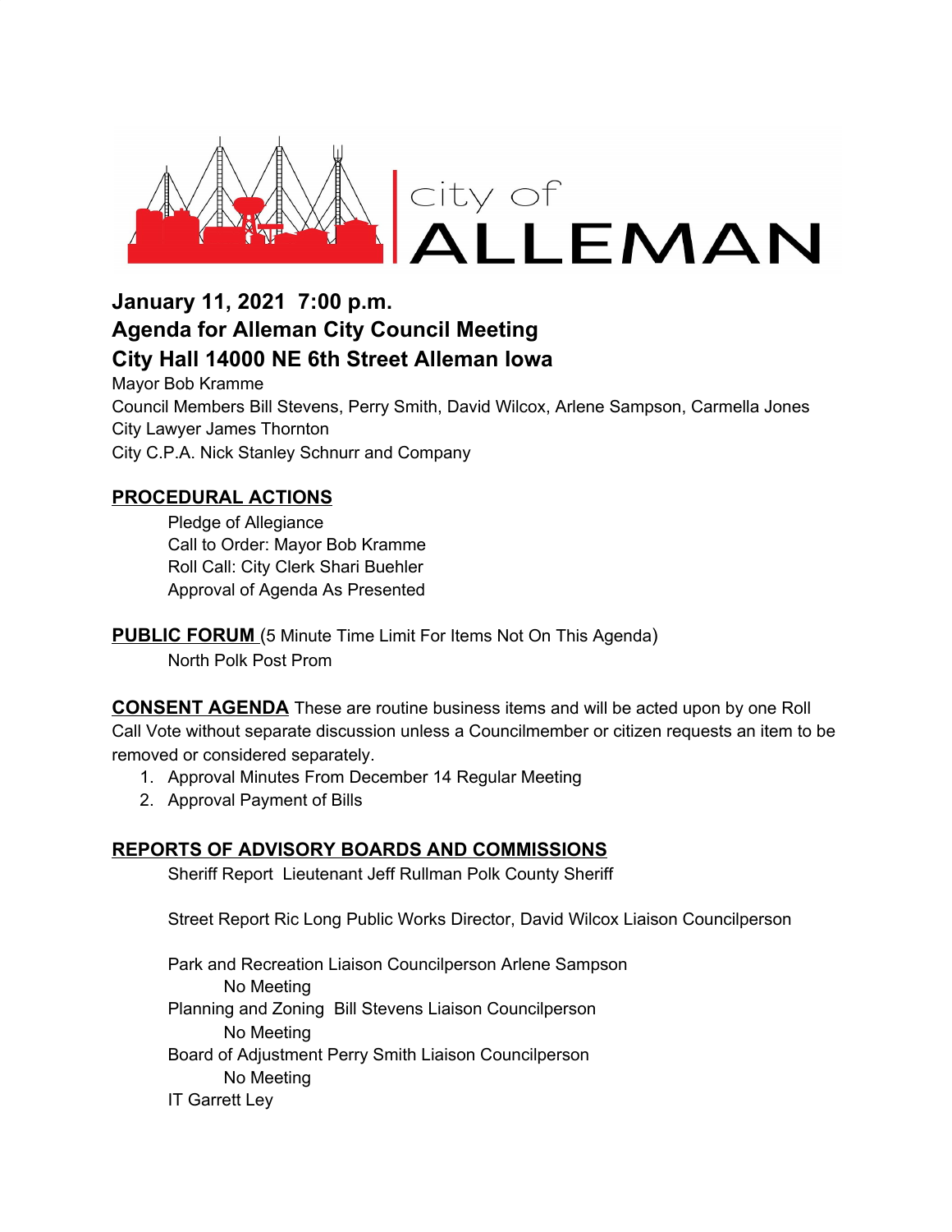city of
ALLEMAN

## January 11, 2021 7:00 p.m.
## Agenda for Alleman City Council Meeting
## City Hall 14000 NE 6th Street Alleman Iowa

Mayor Bob Kramme
Council Members Bill Stevens, Perry Smith, David Wilcox, Arlene Sampson, Carmella Jones
City Lawyer James Thornton
City C.P.A. Nick Stanley Schnurr and Company

**PROCEDURAL ACTIONS**

Pledge of Allegiance
Call to Order: Mayor Bob Kramme
Roll Call: City Clerk Shari Buehler
Approval of Agenda As Presented

**PUBLIC FORUM** (5 Minute Time Limit For Items Not On This Agenda)

North Polk Post Prom

**CONSENT AGENDA** These are routine business items and will be acted upon by one Roll Call Vote without separate discussion unless a Councilmember or citizen requests an item to be removed or considered separately.

1. Approval Minutes From December 14 Regular Meeting
2. Approval Payment of Bills

**REPORTS OF ADVISORY BOARDS AND COMMISSIONS**

Sheriff Report Lieutenant Jeff Rullman Polk County Sheriff

Street Report Ric Long Public Works Director, David Wilcox Liaison Councilperson

Park and Recreation Liaison Councilperson Arlene Sampson
No Meeting
Planning and Zoning Bill Stevens Liaison Councilperson
No Meeting
Board of Adjustment Perry Smith Liaison Councilperson
No Meeting
IT Garrett Ley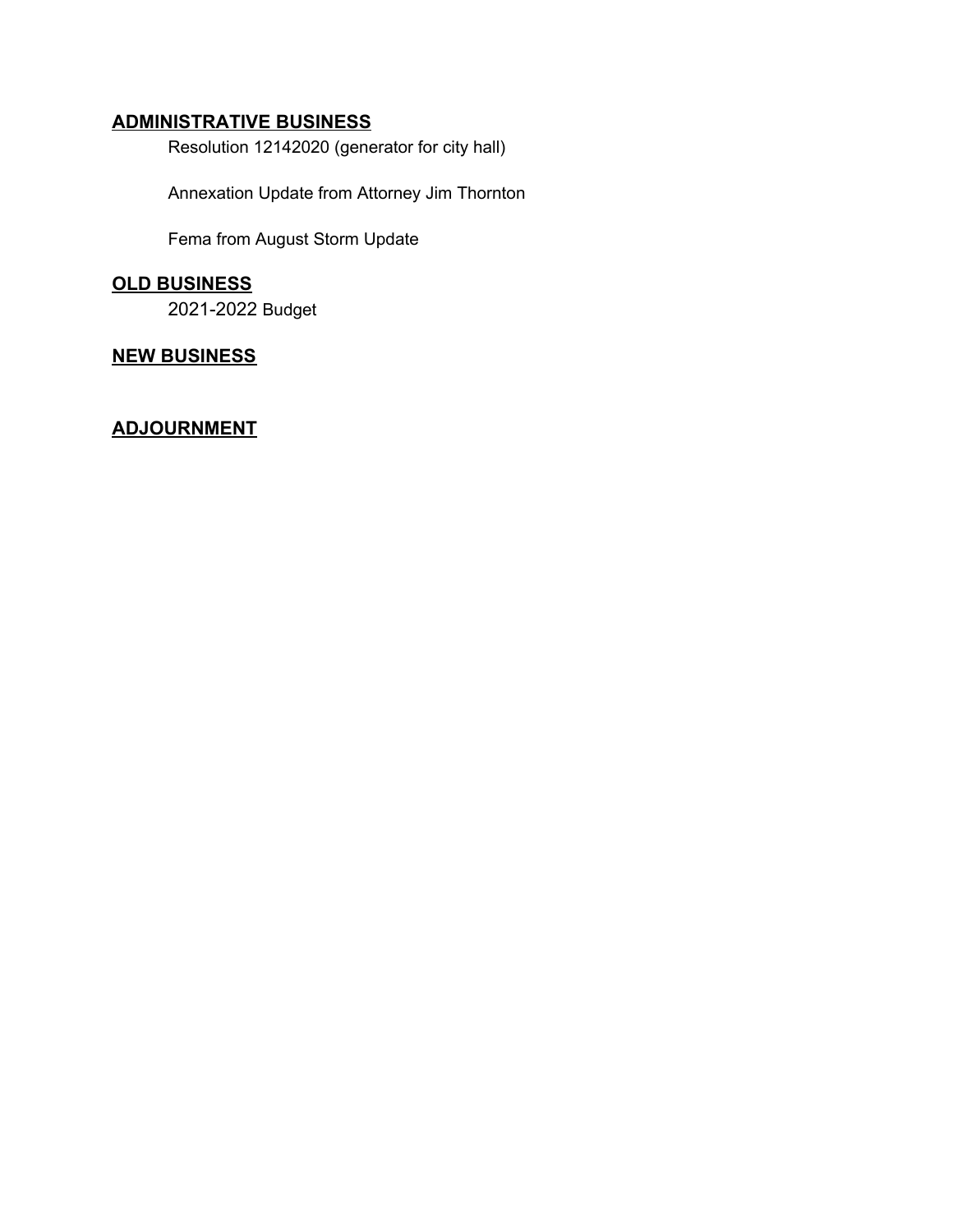## ADMINISTRATIVE BUSINESS

Resolution 12142020 (generator for city hall)

Annexation Update from Attorney Jim Thornton

Fema from August Storm Update

## OLD BUSINESS

2021-2022 Budget

## NEW BUSINESS

## ADJOURNMENT